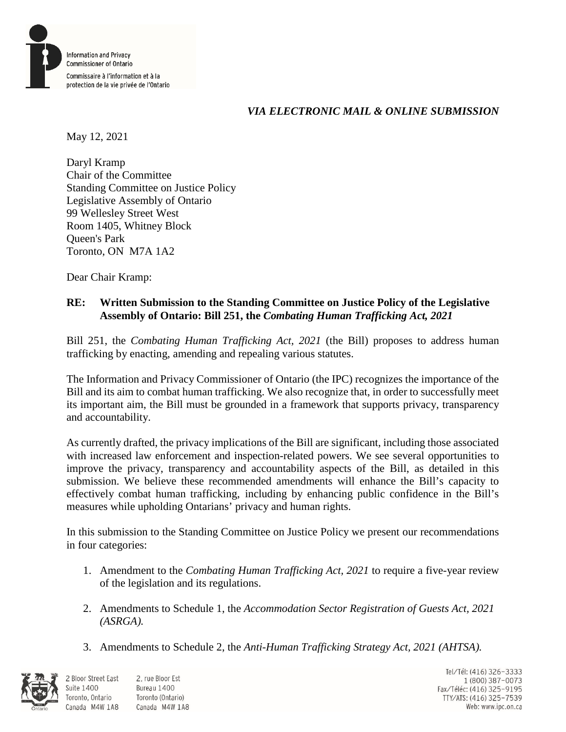Information and Privacy Commissioner of Ontario

Commissaire à l'information et à la protection de la vie privée de l'Ontario

*VIA ELECTRONIC MAIL & ONLINE SUBMISSION*

May 12, 2021

Daryl Kramp  
Chair of the Committee  
Standing Committee on Justice Policy  
Legislative Assembly of Ontario  
99 Wellesley Street West  
Room 1405, Whitney Block  
Queen's Park  
Toronto, ON M7A 1A2

Dear Chair Kramp:

**RE: Written Submission to the Standing Committee on Justice Policy of the Legislative Assembly of Ontario: Bill 251, the *Combating Human Trafficking Act, 2021***

Bill 251, the *Combating Human Trafficking Act, 2021* (the Bill) proposes to address human trafficking by enacting, amending and repealing various statutes.

The Information and Privacy Commissioner of Ontario (the IPC) recognizes the importance of the Bill and its aim to combat human trafficking. We also recognize that, in order to successfully meet its important aim, the Bill must be grounded in a framework that supports privacy, transparency and accountability.

As currently drafted, the privacy implications of the Bill are significant, including those associated with increased law enforcement and inspection-related powers. We see several opportunities to improve the privacy, transparency and accountability aspects of the Bill, as detailed in this submission. We believe these recommended amendments will enhance the Bill's capacity to effectively combat human trafficking, including by enhancing public confidence in the Bill's measures while upholding Ontarians' privacy and human rights.

In this submission to the Standing Committee on Justice Policy we present our recommendations in four categories:

1. Amendment to the *Combating Human Trafficking Act, 2021* to require a five-year review of the legislation and its regulations.

2. Amendments to Schedule 1, the *Accommodation Sector Registration of Guests Act, 2021 (ASRGA).*

3. Amendments to Schedule 2, the *Anti-Human Trafficking Strategy Act, 2021 (AHTSA).*

2 Bloor Street East  
Suite 1400  
Toronto, Ontario  
Canada M4W 1A8

2, rue Bloor Est  
Bureau 1400  
Toronto (Ontario)  
Canada M4W 1A8

Tel/Tél: (416) 326-3333  
1 (800) 387-0073  
Fax/Téléc: (416) 325-9195  
TTY/ATS: (416) 325-7539  
Web: www.ipc.on.ca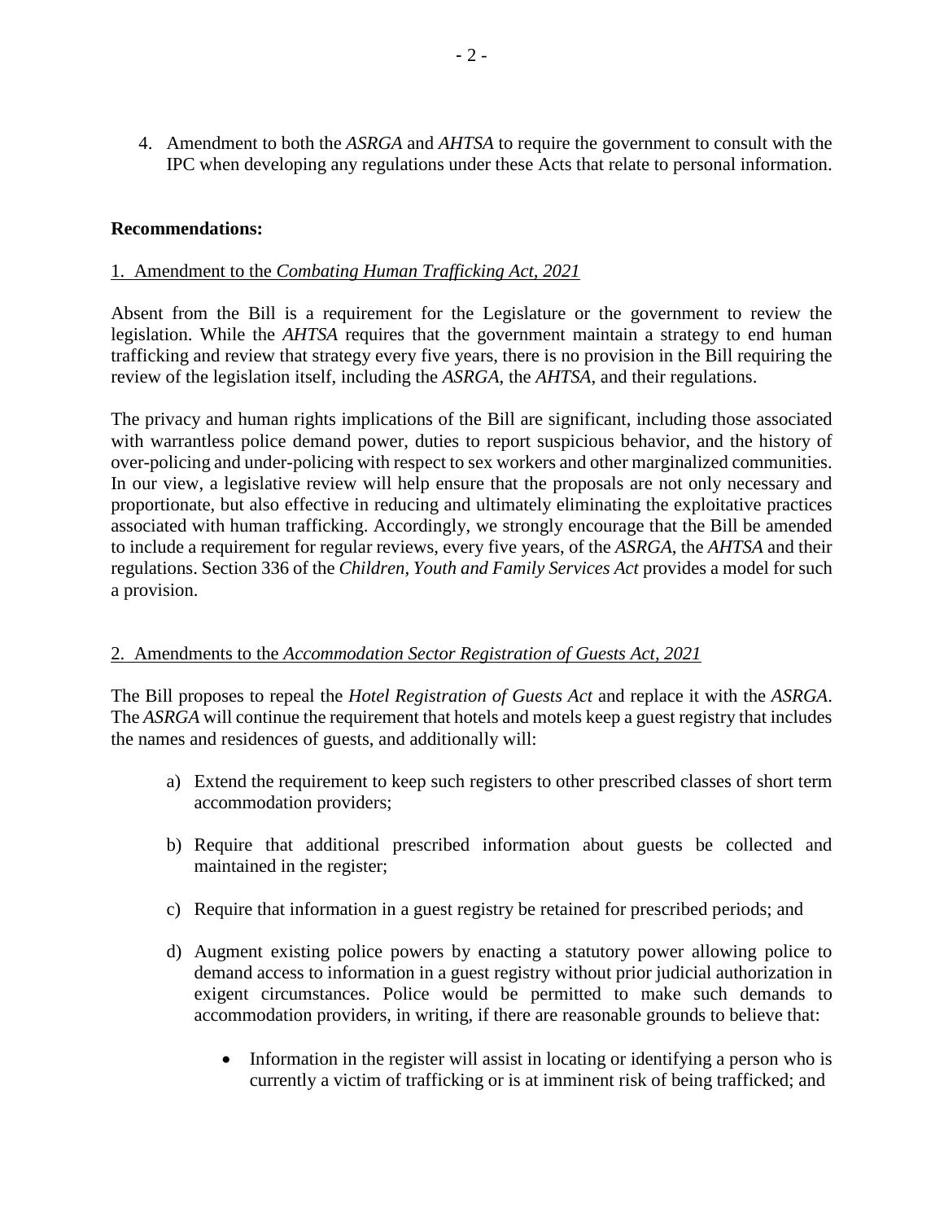4. Amendment to both the *ASRGA* and *AHTSA* to require the government to consult with the IPC when developing any regulations under these Acts that relate to personal information.

**Recommendations:**

1. Amendment to the *Combating Human Trafficking Act, 2021*

Absent from the Bill is a requirement for the Legislature or the government to review the legislation. While the *AHTSA* requires that the government maintain a strategy to end human trafficking and review that strategy every five years, there is no provision in the Bill requiring the review of the legislation itself, including the *ASRGA*, the *AHTSA*, and their regulations.

The privacy and human rights implications of the Bill are significant, including those associated with warrantless police demand power, duties to report suspicious behavior, and the history of over-policing and under-policing with respect to sex workers and other marginalized communities. In our view, a legislative review will help ensure that the proposals are not only necessary and proportionate, but also effective in reducing and ultimately eliminating the exploitative practices associated with human trafficking. Accordingly, we strongly encourage that the Bill be amended to include a requirement for regular reviews, every five years, of the *ASRGA*, the *AHTSA* and their regulations. Section 336 of the *Children, Youth and Family Services Act* provides a model for such a provision.

2. Amendments to the *Accommodation Sector Registration of Guests Act, 2021*

The Bill proposes to repeal the *Hotel Registration of Guests Act* and replace it with the *ASRGA*. The *ASRGA* will continue the requirement that hotels and motels keep a guest registry that includes the names and residences of guests, and additionally will:

a) Extend the requirement to keep such registers to other prescribed classes of short term accommodation providers;

b) Require that additional prescribed information about guests be collected and maintained in the register;

c) Require that information in a guest registry be retained for prescribed periods; and

d) Augment existing police powers by enacting a statutory power allowing police to demand access to information in a guest registry without prior judicial authorization in exigent circumstances. Police would be permitted to make such demands to accommodation providers, in writing, if there are reasonable grounds to believe that:

    - Information in the register will assist in locating or identifying a person who is currently a victim of trafficking or is at imminent risk of being trafficked; and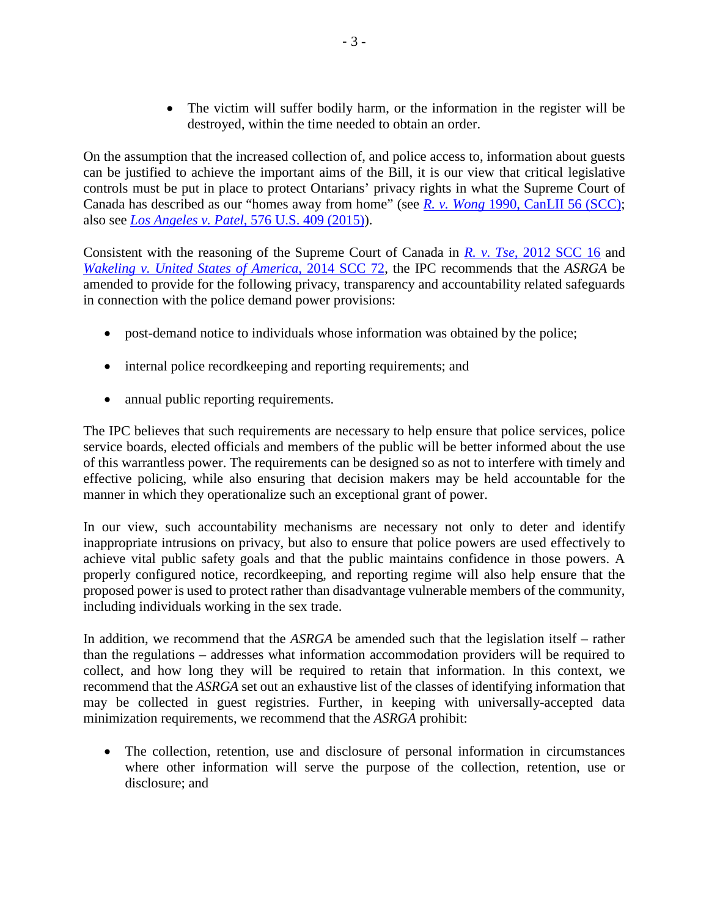- The victim will suffer bodily harm, or the information in the register will be destroyed, within the time needed to obtain an order.

On the assumption that the increased collection of, and police access to, information about guests can be justified to achieve the important aims of the Bill, it is our view that critical legislative controls must be put in place to protect Ontarians' privacy rights in what the Supreme Court of Canada has described as our "homes away from home" (see *R. v. Wong* 1990, CanLII 56 (SCC); also see *Los Angeles v. Patel*, 576 U.S. 409 (2015)).

Consistent with the reasoning of the Supreme Court of Canada in *R. v. Tse*, 2012 SCC 16 and *Wakeling v. United States of America*, 2014 SCC 72, the IPC recommends that the *ASRGA* be amended to provide for the following privacy, transparency and accountability related safeguards in connection with the police demand power provisions:

- post-demand notice to individuals whose information was obtained by the police;
- internal police recordkeeping and reporting requirements; and
- annual public reporting requirements.

The IPC believes that such requirements are necessary to help ensure that police services, police service boards, elected officials and members of the public will be better informed about the use of this warrantless power. The requirements can be designed so as not to interfere with timely and effective policing, while also ensuring that decision makers may be held accountable for the manner in which they operationalize such an exceptional grant of power.

In our view, such accountability mechanisms are necessary not only to deter and identify inappropriate intrusions on privacy, but also to ensure that police powers are used effectively to achieve vital public safety goals and that the public maintains confidence in those powers. A properly configured notice, recordkeeping, and reporting regime will also help ensure that the proposed power is used to protect rather than disadvantage vulnerable members of the community, including individuals working in the sex trade.

In addition, we recommend that the *ASRGA* be amended such that the legislation itself – rather than the regulations – addresses what information accommodation providers will be required to collect, and how long they will be required to retain that information. In this context, we recommend that the *ASRGA* set out an exhaustive list of the classes of identifying information that may be collected in guest registries. Further, in keeping with universally-accepted data minimization requirements, we recommend that the *ASRGA* prohibit:

- The collection, retention, use and disclosure of personal information in circumstances where other information will serve the purpose of the collection, retention, use or disclosure; and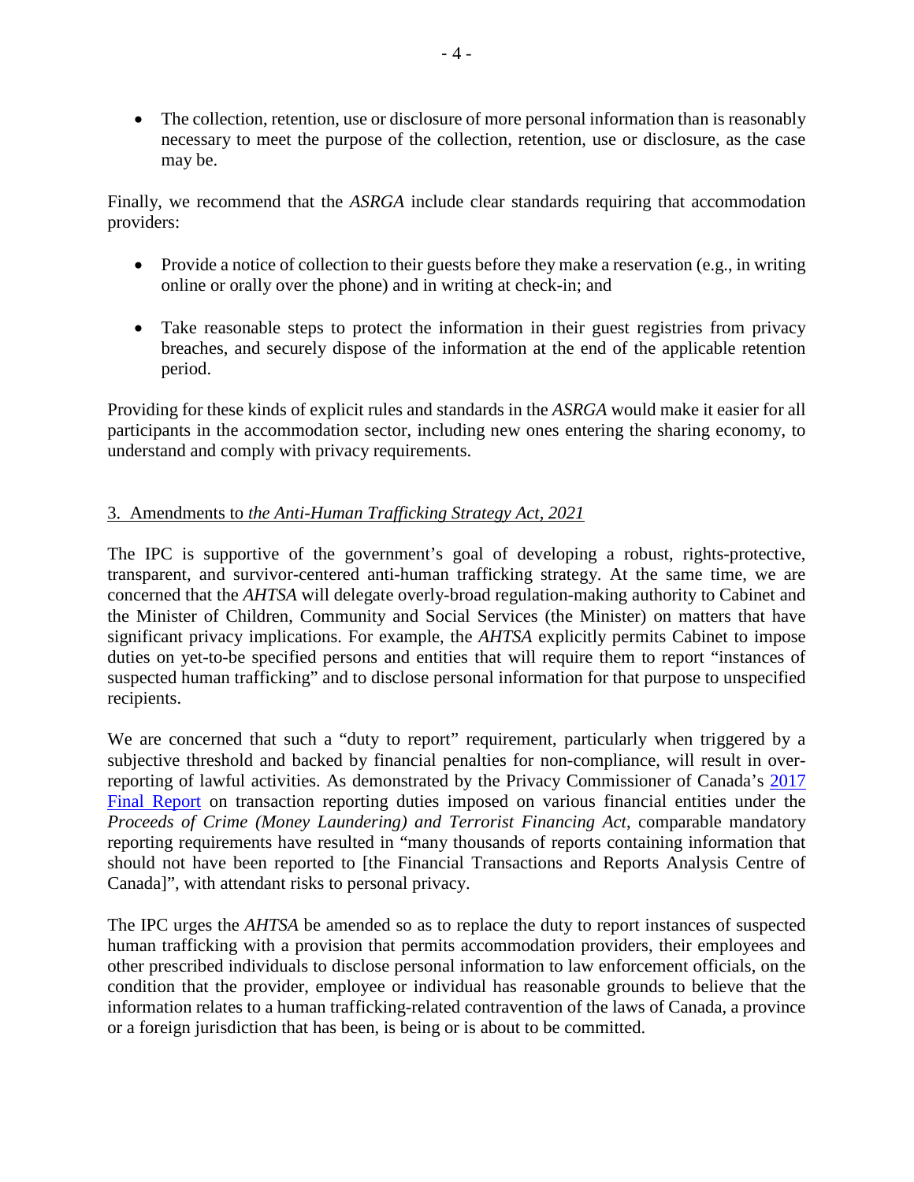- The collection, retention, use or disclosure of more personal information than is reasonably necessary to meet the purpose of the collection, retention, use or disclosure, as the case may be.

Finally, we recommend that the *ASRGA* include clear standards requiring that accommodation providers:

- Provide a notice of collection to their guests before they make a reservation (e.g., in writing online or orally over the phone) and in writing at check-in; and

- Take reasonable steps to protect the information in their guest registries from privacy breaches, and securely dispose of the information at the end of the applicable retention period.

Providing for these kinds of explicit rules and standards in the *ASRGA* would make it easier for all participants in the accommodation sector, including new ones entering the sharing economy, to understand and comply with privacy requirements.

## 3. Amendments to *the Anti-Human Trafficking Strategy Act, 2021*

The IPC is supportive of the government's goal of developing a robust, rights-protective, transparent, and survivor-centered anti-human trafficking strategy. At the same time, we are concerned that the *AHTSA* will delegate overly-broad regulation-making authority to Cabinet and the Minister of Children, Community and Social Services (the Minister) on matters that have significant privacy implications. For example, the *AHTSA* explicitly permits Cabinet to impose duties on yet-to-be specified persons and entities that will require them to report "instances of suspected human trafficking" and to disclose personal information for that purpose to unspecified recipients.

We are concerned that such a "duty to report" requirement, particularly when triggered by a subjective threshold and backed by financial penalties for non-compliance, will result in over-reporting of lawful activities. As demonstrated by the Privacy Commissioner of Canada's 2017 Final Report on transaction reporting duties imposed on various financial entities under the *Proceeds of Crime (Money Laundering) and Terrorist Financing Act*, comparable mandatory reporting requirements have resulted in "many thousands of reports containing information that should not have been reported to [the Financial Transactions and Reports Analysis Centre of Canada]", with attendant risks to personal privacy.

The IPC urges the *AHTSA* be amended so as to replace the duty to report instances of suspected human trafficking with a provision that permits accommodation providers, their employees and other prescribed individuals to disclose personal information to law enforcement officials, on the condition that the provider, employee or individual has reasonable grounds to believe that the information relates to a human trafficking-related contravention of the laws of Canada, a province or a foreign jurisdiction that has been, is being or is about to be committed.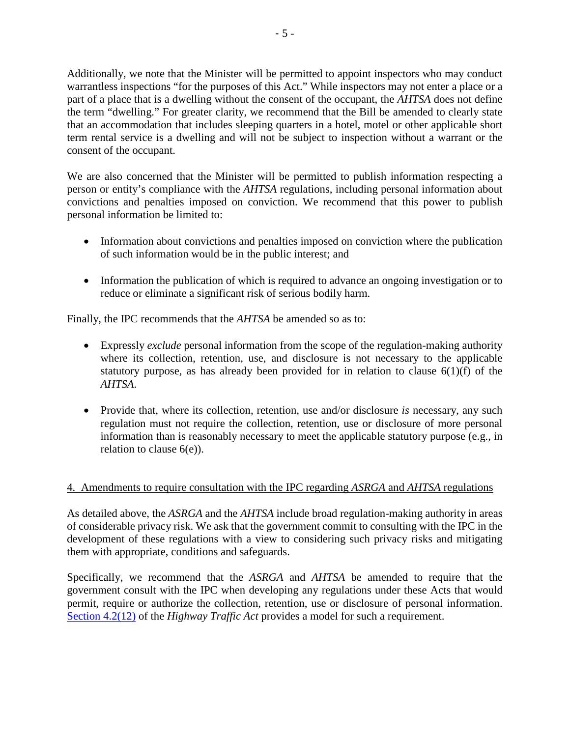Additionally, we note that the Minister will be permitted to appoint inspectors who may conduct warrantless inspections "for the purposes of this Act." While inspectors may not enter a place or a part of a place that is a dwelling without the consent of the occupant, the *AHTSA* does not define the term "dwelling." For greater clarity, we recommend that the Bill be amended to clearly state that an accommodation that includes sleeping quarters in a hotel, motel or other applicable short term rental service is a dwelling and will not be subject to inspection without a warrant or the consent of the occupant.

We are also concerned that the Minister will be permitted to publish information respecting a person or entity's compliance with the *AHTSA* regulations, including personal information about convictions and penalties imposed on conviction. We recommend that this power to publish personal information be limited to:

- Information about convictions and penalties imposed on conviction where the publication of such information would be in the public interest; and
- Information the publication of which is required to advance an ongoing investigation or to reduce or eliminate a significant risk of serious bodily harm.

Finally, the IPC recommends that the *AHTSA* be amended so as to:

- Expressly *exclude* personal information from the scope of the regulation-making authority where its collection, retention, use, and disclosure is not necessary to the applicable statutory purpose, as has already been provided for in relation to clause 6(1)(f) of the *AHTSA.*
- Provide that, where its collection, retention, use and/or disclosure *is* necessary, any such regulation must not require the collection, retention, use or disclosure of more personal information than is reasonably necessary to meet the applicable statutory purpose (e.g., in relation to clause 6(e)).

## 4. Amendments to require consultation with the IPC regarding *ASRGA* and *AHTSA* regulations

As detailed above, the *ASRGA* and the *AHTSA* include broad regulation-making authority in areas of considerable privacy risk. We ask that the government commit to consulting with the IPC in the development of these regulations with a view to considering such privacy risks and mitigating them with appropriate, conditions and safeguards.

Specifically, we recommend that the *ASRGA* and *AHTSA* be amended to require that the government consult with the IPC when developing any regulations under these Acts that would permit, require or authorize the collection, retention, use or disclosure of personal information. Section 4.2(12) of the *Highway Traffic Act* provides a model for such a requirement.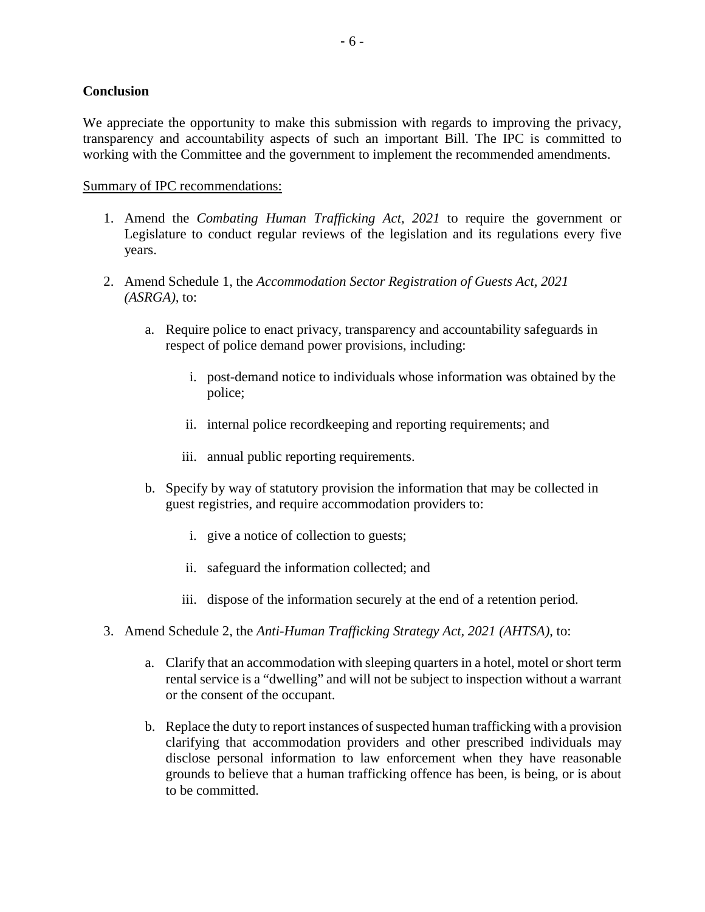**Conclusion**

We appreciate the opportunity to make this submission with regards to improving the privacy, transparency and accountability aspects of such an important Bill. The IPC is committed to working with the Committee and the government to implement the recommended amendments.

Summary of IPC recommendations:

1. Amend the *Combating Human Trafficking Act, 2021* to require the government or Legislature to conduct regular reviews of the legislation and its regulations every five years.

2. Amend Schedule 1, the *Accommodation Sector Registration of Guests Act, 2021 (ASRGA)*, to:

    a. Require police to enact privacy, transparency and accountability safeguards in respect of police demand power provisions, including:

        i. post-demand notice to individuals whose information was obtained by the police;

        ii. internal police recordkeeping and reporting requirements; and

        iii. annual public reporting requirements.

    b. Specify by way of statutory provision the information that may be collected in guest registries, and require accommodation providers to:

        i. give a notice of collection to guests;

        ii. safeguard the information collected; and

        iii. dispose of the information securely at the end of a retention period.

3. Amend Schedule 2, the *Anti-Human Trafficking Strategy Act, 2021 (AHTSA)*, to:

    a. Clarify that an accommodation with sleeping quarters in a hotel, motel or short term rental service is a "dwelling" and will not be subject to inspection without a warrant or the consent of the occupant.

    b. Replace the duty to report instances of suspected human trafficking with a provision clarifying that accommodation providers and other prescribed individuals may disclose personal information to law enforcement when they have reasonable grounds to believe that a human trafficking offence has been, is being, or is about to be committed.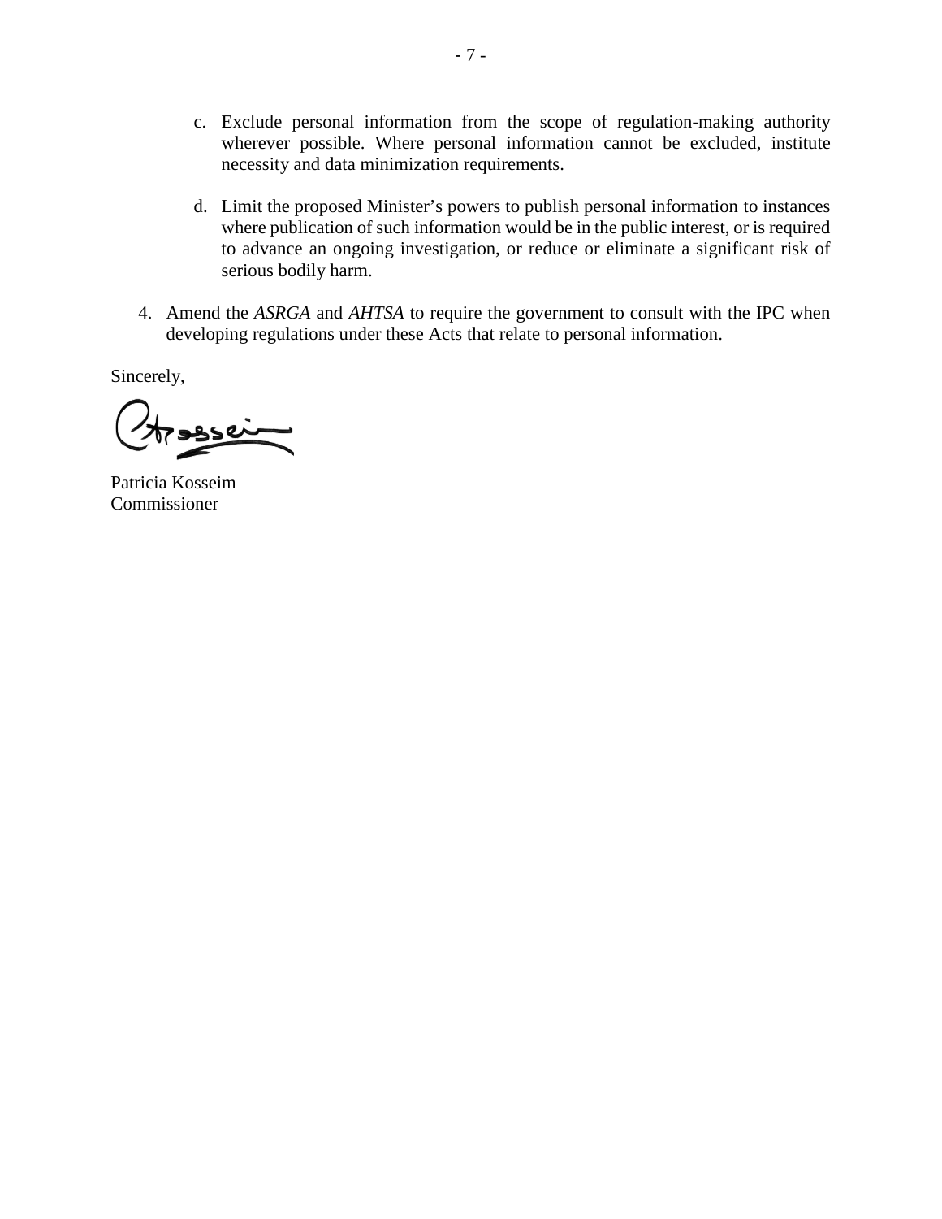c. Exclude personal information from the scope of regulation-making authority wherever possible. Where personal information cannot be excluded, institute necessity and data minimization requirements.

d. Limit the proposed Minister's powers to publish personal information to instances where publication of such information would be in the public interest, or is required to advance an ongoing investigation, or reduce or eliminate a significant risk of serious bodily harm.

4. Amend the *ASRGA* and *AHTSA* to require the government to consult with the IPC when developing regulations under these Acts that relate to personal information.

Sincerely,

Patricia Kosseim
Commissioner